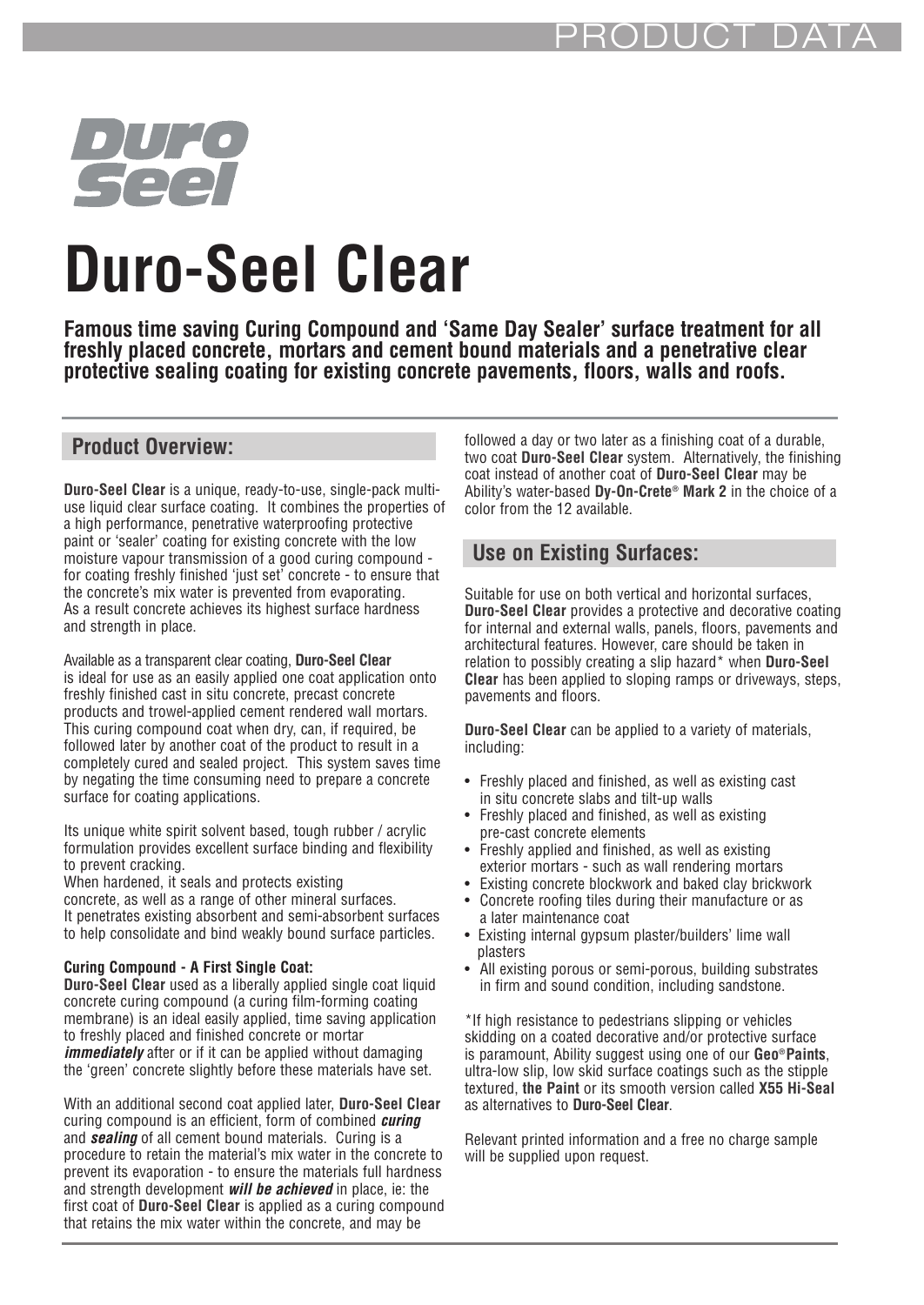Duro Seel

# Duro-Seel Clear

**Famous time saving Curing Compound and 'Same Day Sealer' surface treatment for all freshly placed concrete, mortars and cement bound materials and a penetrative clear protective sealing coating for existing concrete pavements, floors, walls and roofs.**

## Product Overview:

**Duro-Seel Clear** is a unique, ready-to-use, single-pack multi-use liquid clear surface coating. It combines the properties of a high performance, penetrative waterproofing protective paint or 'sealer' coating for existing concrete with the low moisture vapour transmission of a good curing compound - for coating freshly finished 'just set' concrete - to ensure that the concrete's mix water is prevented from evaporating. As a result concrete achieves its highest surface hardness and strength in place.

Available as a transparent clear coating, **Duro-Seel Clear** is ideal for use as an easily applied one coat application onto freshly finished cast in situ concrete, precast concrete products and trowel-applied cement rendered wall mortars. This curing compound coat when dry, can, if required, be followed later by another coat of the product to result in a completely cured and sealed project. This system saves time by negating the time consuming need to prepare a concrete surface for coating applications.

Its unique white spirit solvent based, tough rubber / acrylic formulation provides excellent surface binding and flexibility to prevent cracking.
When hardened, it seals and protects existing concrete, as well as a range of other mineral surfaces. It penetrates existing absorbent and semi-absorbent surfaces to help consolidate and bind weakly bound surface particles.

**Curing Compound - A First Single Coat:**
**Duro-Seel Clear** used as a liberally applied single coat liquid concrete curing compound (a curing film-forming coating membrane) is an ideal easily applied, time saving application to freshly placed and finished concrete or mortar ***immediately*** after or if it can be applied without damaging the 'green' concrete slightly before these materials have set.

With an additional second coat applied later, **Duro-Seel Clear** curing compound is an efficient, form of combined ***curing*** and ***sealing*** of all cement bound materials. Curing is a procedure to retain the material's mix water in the concrete to prevent its evaporation - to ensure the materials full hardness and strength development ***will be achieved*** in place, ie: the first coat of **Duro-Seel Clear** is applied as a curing compound that retains the mix water within the concrete, and may be followed a day or two later as a finishing coat of a durable, two coat **Duro-Seel Clear** system. Alternatively, the finishing coat instead of another coat of **Duro-Seel Clear** may be Ability's water-based **Dy-On-Crete® Mark 2** in the choice of a color from the 12 available.

## Use on Existing Surfaces:

Suitable for use on both vertical and horizontal surfaces, **Duro-Seel Clear** provides a protective and decorative coating for internal and external walls, panels, floors, pavements and architectural features. However, care should be taken in relation to possibly creating a slip hazard* when **Duro-Seel Clear** has been applied to sloping ramps or driveways, steps, pavements and floors.

**Duro-Seel Clear** can be applied to a variety of materials, including:

- Freshly placed and finished, as well as existing cast in situ concrete slabs and tilt-up walls
- Freshly placed and finished, as well as existing pre-cast concrete elements
- Freshly applied and finished, as well as existing exterior mortars - such as wall rendering mortars
- Existing concrete blockwork and baked clay brickwork
- Concrete roofing tiles during their manufacture or as a later maintenance coat
- Existing internal gypsum plaster/builders' lime wall plasters
- All existing porous or semi-porous, building substrates in firm and sound condition, including sandstone.

*If high resistance to pedestrians slipping or vehicles skidding on a coated decorative and/or protective surface is paramount, Ability suggest using one of our **Geo®Paints**, ultra-low slip, low skid surface coatings such as the stipple textured, **the Paint** or its smooth version called **X55 Hi-Seal** as alternatives to **Duro-Seel Clear**.

Relevant printed information and a free no charge sample will be supplied upon request.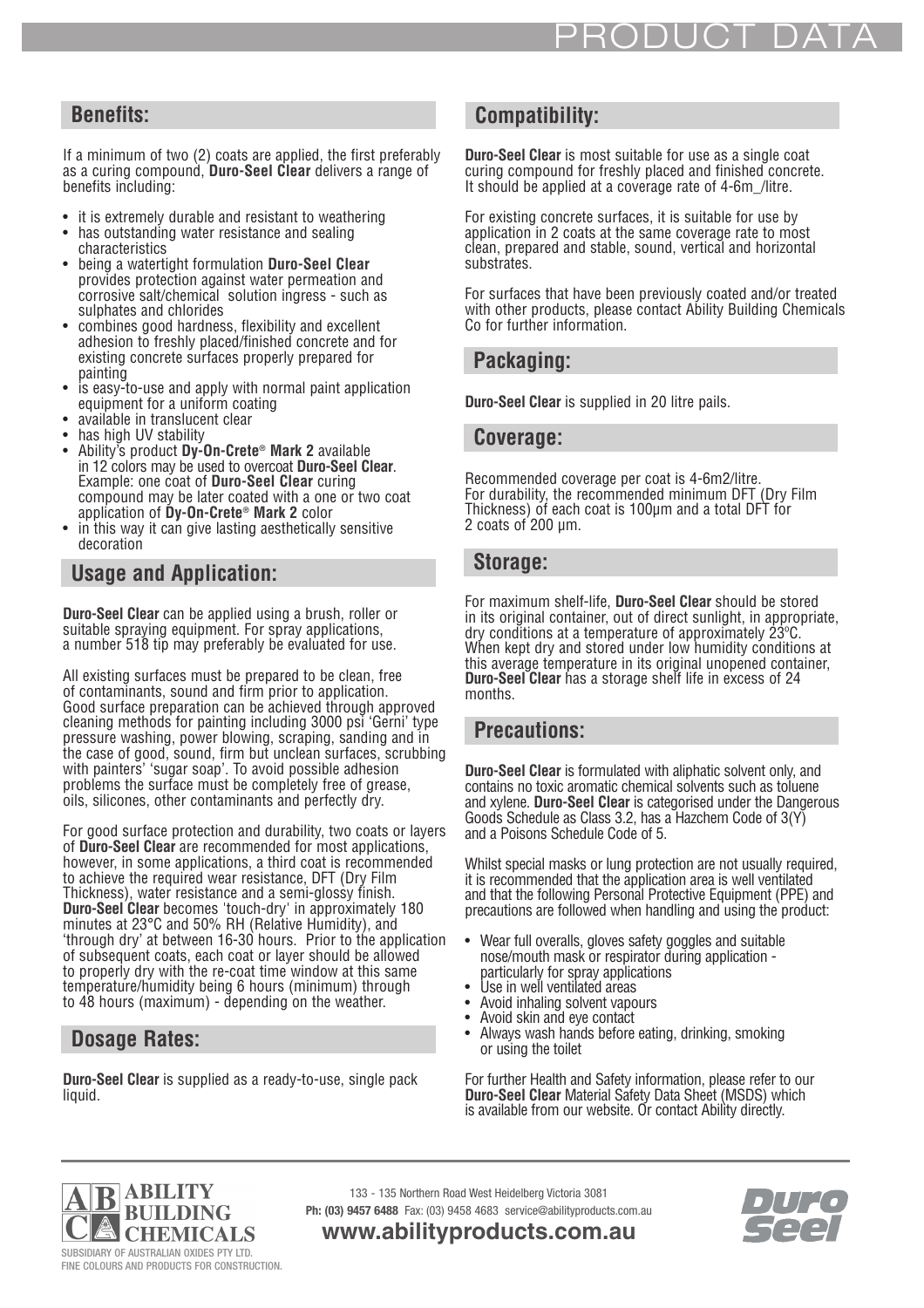## Benefits:

If a minimum of two (2) coats are applied, the first preferably as a curing compound, **Duro-Seel Clear** delivers a range of benefits including:

- it is extremely durable and resistant to weathering
- has outstanding water resistance and sealing characteristics
- being a watertight formulation **Duro-Seel Clear** provides protection against water permeation and corrosive salt/chemical solution ingress - such as sulphates and chlorides
- combines good hardness, flexibility and excellent adhesion to freshly placed/finished concrete and for existing concrete surfaces properly prepared for painting
- is easy-to-use and apply with normal paint application equipment for a uniform coating
- available in translucent clear
- has high UV stability
- Ability's product **Dy-On-Crete® Mark 2** available in 12 colors may be used to overcoat **Duro-Seel Clear**. Example: one coat of **Duro-Seel Clear** curing compound may be later coated with a one or two coat application of **Dy-On-Crete® Mark 2** color
- in this way it can give lasting aesthetically sensitive decoration

## Usage and Application:

**Duro-Seel Clear** can be applied using a brush, roller or suitable spraying equipment. For spray applications, a number 518 tip may preferably be evaluated for use.

All existing surfaces must be prepared to be clean, free of contaminants, sound and firm prior to application. Good surface preparation can be achieved through approved cleaning methods for painting including 3000 psi 'Gerni' type pressure washing, power blowing, scraping, sanding and in the case of good, sound, firm but unclean surfaces, scrubbing with painters' 'sugar soap'. To avoid possible adhesion problems the surface must be completely free of grease, oils, silicones, other contaminants and perfectly dry.

For good surface protection and durability, two coats or layers of **Duro-Seel Clear** are recommended for most applications, however, in some applications, a third coat is recommended to achieve the required wear resistance, DFT (Dry Film Thickness), water resistance and a semi-glossy finish. **Duro-Seel Clear** becomes 'touch-dry' in approximately 180 minutes at 23°C and 50% RH (Relative Humidity), and 'through dry' at between 16-30 hours. Prior to the application of subsequent coats, each coat or layer should be allowed to properly dry with the re-coat time window at this same temperature/humidity being 6 hours (minimum) through to 48 hours (maximum) - depending on the weather.

## Dosage Rates:

**Duro-Seel Clear** is supplied as a ready-to-use, single pack liquid.

## Compatibility:

**Duro-Seel Clear** is most suitable for use as a single coat curing compound for freshly placed and finished concrete. It should be applied at a coverage rate of 4-6m_/litre.

For existing concrete surfaces, it is suitable for use by application in 2 coats at the same coverage rate to most clean, prepared and stable, sound, vertical and horizontal substrates.

For surfaces that have been previously coated and/or treated with other products, please contact Ability Building Chemicals Co for further information.

## Packaging:

**Duro-Seel Clear** is supplied in 20 litre pails.

## Coverage:

Recommended coverage per coat is 4-6m2/litre.
For durability, the recommended minimum DFT (Dry Film Thickness) of each coat is 100µm and a total DFT for 2 coats of 200 µm.

## Storage:

For maximum shelf-life, **Duro-Seel Clear** should be stored in its original container, out of direct sunlight, in appropriate, dry conditions at a temperature of approximately 23ºC. When kept dry and stored under low humidity conditions at this average temperature in its original unopened container, **Duro-Seel Clear** has a storage shelf life in excess of 24 months.

## Precautions:

**Duro-Seel Clear** is formulated with aliphatic solvent only, and contains no toxic aromatic chemical solvents such as toluene and xylene. **Duro-Seel Clear** is categorised under the Dangerous Goods Schedule as Class 3.2, has a Hazchem Code of 3(Y) and a Poisons Schedule Code of 5.

Whilst special masks or lung protection are not usually required, it is recommended that the application area is well ventilated and that the following Personal Protective Equipment (PPE) and precautions are followed when handling and using the product:

- Wear full overalls, gloves safety goggles and suitable nose/mouth mask or respirator during application - particularly for spray applications
- Use in well ventilated areas
- Avoid inhaling solvent vapours
- Avoid skin and eye contact
- Always wash hands before eating, drinking, smoking or using the toilet

For further Health and Safety information, please refer to our **Duro-Seel Clear** Material Safety Data Sheet (MSDS) which is available from our website. Or contact Ability directly.

ABILITY BUILDING CHEMICALS
SUBSIDIARY OF AUSTRALIAN OXIDES PTY LTD.
FINE COLOURS AND PRODUCTS FOR CONSTRUCTION.

133 - 135 Northern Road West Heidelberg Victoria 3081
**Ph: (03) 9457 6488** Fax: (03) 9458 4683 service@abilityproducts.com.au
**www.abilityproducts.com.au**

Duro Seel